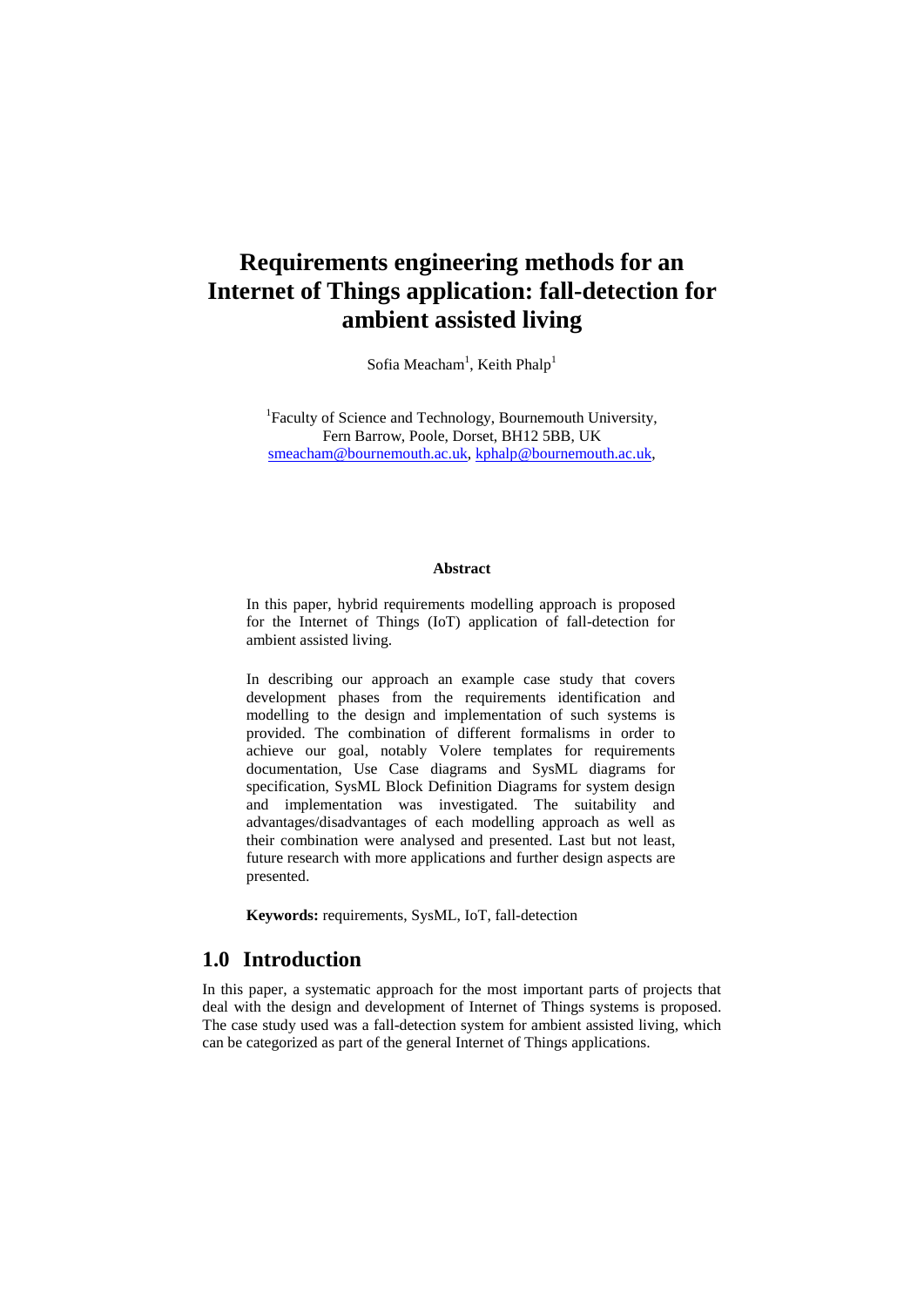# Requirements engineering methods for an Internet of Things application: fall-detection for ambient assisted living

Sofia Meacham[1], Keith Phalp[1]

[1]Faculty of Science and Technology, Bournemouth University, Fern Barrow, Poole, Dorset, BH12 5BB, UK
smeacham@bournemouth.ac.uk, kphalp@bournemouth.ac.uk,

**Abstract**

In this paper, hybrid requirements modelling approach is proposed for the Internet of Things (IoT) application of fall-detection for ambient assisted living.

In describing our approach an example case study that covers development phases from the requirements identification and modelling to the design and implementation of such systems is provided. The combination of different formalisms in order to achieve our goal, notably Volere templates for requirements documentation, Use Case diagrams and SysML diagrams for specification, SysML Block Definition Diagrams for system design and implementation was investigated. The suitability and advantages/disadvantages of each modelling approach as well as their combination were analysed and presented. Last but not least, future research with more applications and further design aspects are presented.

**Keywords:** requirements, SysML, IoT, fall-detection

## 1.0 Introduction

In this paper, a systematic approach for the most important parts of projects that deal with the design and development of Internet of Things systems is proposed. The case study used was a fall-detection system for ambient assisted living, which can be categorized as part of the general Internet of Things applications.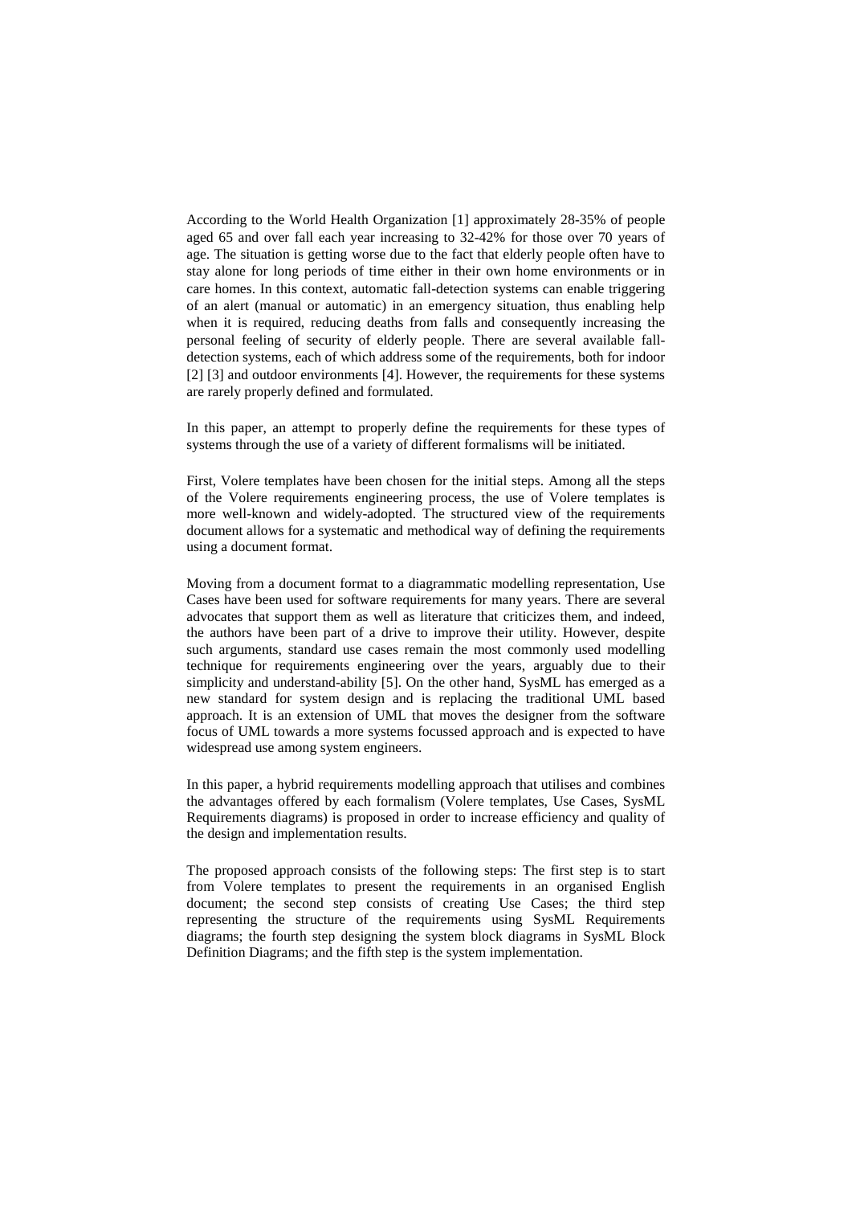According to the World Health Organization [1] approximately 28-35% of people aged 65 and over fall each year increasing to 32-42% for those over 70 years of age. The situation is getting worse due to the fact that elderly people often have to stay alone for long periods of time either in their own home environments or in care homes. In this context, automatic fall-detection systems can enable triggering of an alert (manual or automatic) in an emergency situation, thus enabling help when it is required, reducing deaths from falls and consequently increasing the personal feeling of security of elderly people. There are several available fall-detection systems, each of which address some of the requirements, both for indoor [2] [3] and outdoor environments [4]. However, the requirements for these systems are rarely properly defined and formulated.

In this paper, an attempt to properly define the requirements for these types of systems through the use of a variety of different formalisms will be initiated.

First, Volere templates have been chosen for the initial steps. Among all the steps of the Volere requirements engineering process, the use of Volere templates is more well-known and widely-adopted. The structured view of the requirements document allows for a systematic and methodical way of defining the requirements using a document format.

Moving from a document format to a diagrammatic modelling representation, Use Cases have been used for software requirements for many years. There are several advocates that support them as well as literature that criticizes them, and indeed, the authors have been part of a drive to improve their utility. However, despite such arguments, standard use cases remain the most commonly used modelling technique for requirements engineering over the years, arguably due to their simplicity and understand-ability [5]. On the other hand, SysML has emerged as a new standard for system design and is replacing the traditional UML based approach. It is an extension of UML that moves the designer from the software focus of UML towards a more systems focussed approach and is expected to have widespread use among system engineers.

In this paper, a hybrid requirements modelling approach that utilises and combines the advantages offered by each formalism (Volere templates, Use Cases, SysML Requirements diagrams) is proposed in order to increase efficiency and quality of the design and implementation results.

The proposed approach consists of the following steps: The first step is to start from Volere templates to present the requirements in an organised English document; the second step consists of creating Use Cases; the third step representing the structure of the requirements using SysML Requirements diagrams; the fourth step designing the system block diagrams in SysML Block Definition Diagrams; and the fifth step is the system implementation.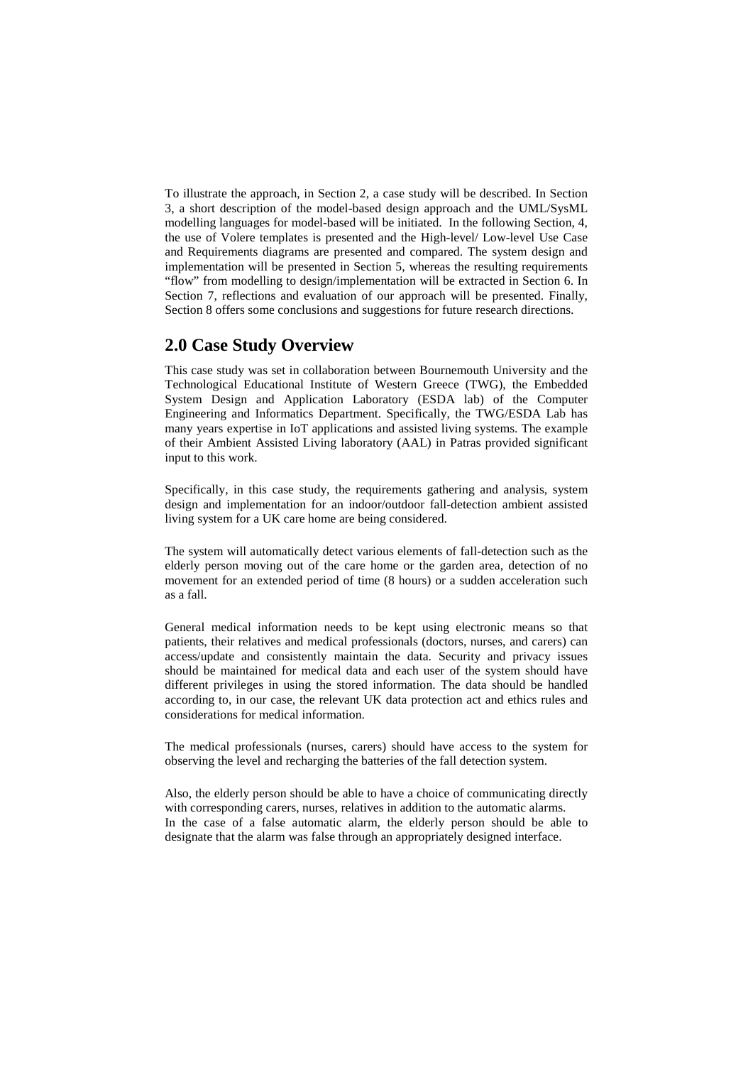To illustrate the approach, in Section 2, a case study will be described. In Section 3, a short description of the model-based design approach and the UML/SysML modelling languages for model-based will be initiated. In the following Section, 4, the use of Volere templates is presented and the High-level/ Low-level Use Case and Requirements diagrams are presented and compared. The system design and implementation will be presented in Section 5, whereas the resulting requirements "flow" from modelling to design/implementation will be extracted in Section 6. In Section 7, reflections and evaluation of our approach will be presented. Finally, Section 8 offers some conclusions and suggestions for future research directions.

## 2.0 Case Study Overview

This case study was set in collaboration between Bournemouth University and the Technological Educational Institute of Western Greece (TWG), the Embedded System Design and Application Laboratory (ESDA lab) of the Computer Engineering and Informatics Department. Specifically, the TWG/ESDA Lab has many years expertise in IoT applications and assisted living systems. The example of their Ambient Assisted Living laboratory (AAL) in Patras provided significant input to this work.

Specifically, in this case study, the requirements gathering and analysis, system design and implementation for an indoor/outdoor fall-detection ambient assisted living system for a UK care home are being considered.

The system will automatically detect various elements of fall-detection such as the elderly person moving out of the care home or the garden area, detection of no movement for an extended period of time (8 hours) or a sudden acceleration such as a fall.

General medical information needs to be kept using electronic means so that patients, their relatives and medical professionals (doctors, nurses, and carers) can access/update and consistently maintain the data. Security and privacy issues should be maintained for medical data and each user of the system should have different privileges in using the stored information. The data should be handled according to, in our case, the relevant UK data protection act and ethics rules and considerations for medical information.

The medical professionals (nurses, carers) should have access to the system for observing the level and recharging the batteries of the fall detection system.

Also, the elderly person should be able to have a choice of communicating directly with corresponding carers, nurses, relatives in addition to the automatic alarms. In the case of a false automatic alarm, the elderly person should be able to designate that the alarm was false through an appropriately designed interface.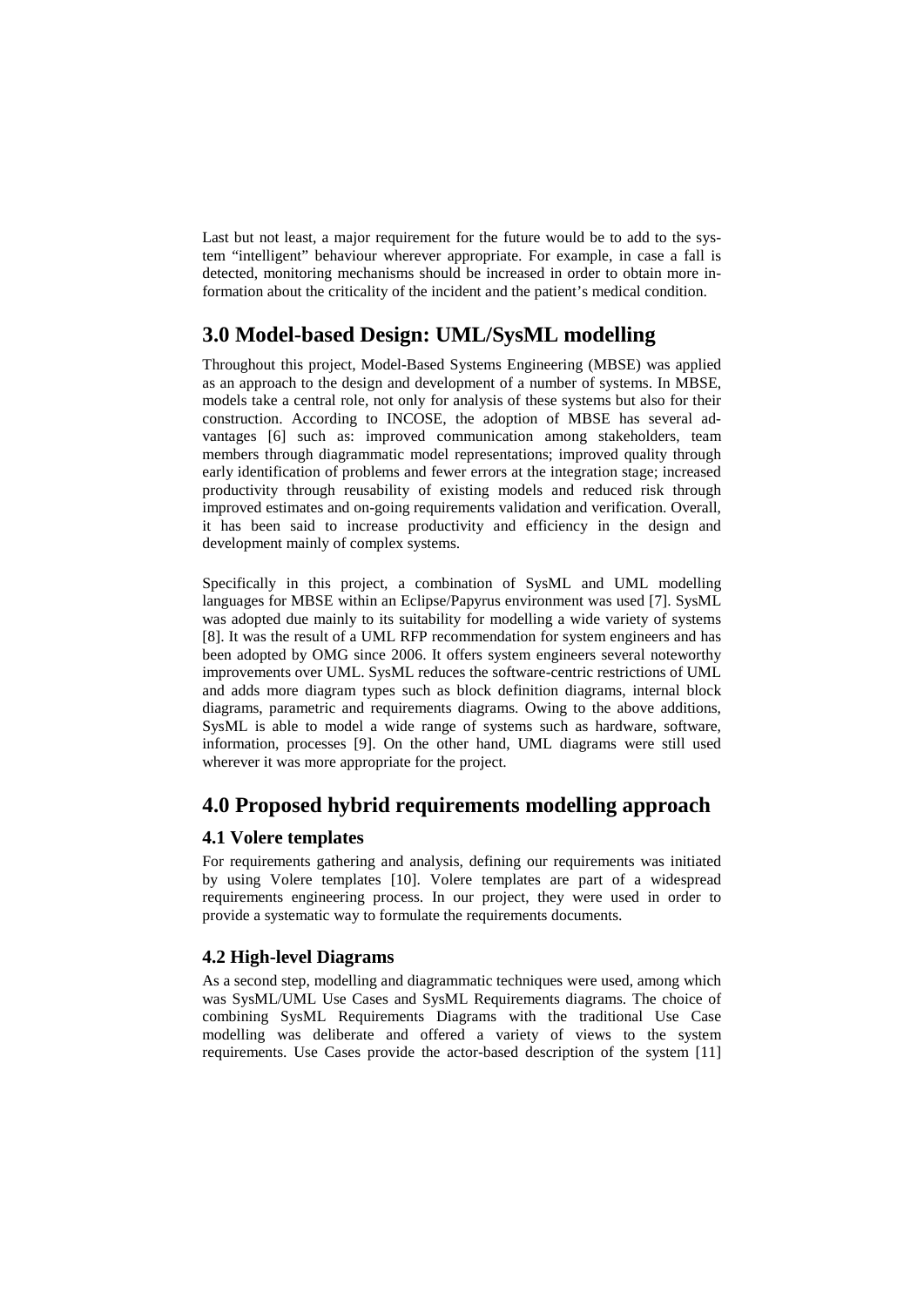Last but not least, a major requirement for the future would be to add to the system "intelligent" behaviour wherever appropriate. For example, in case a fall is detected, monitoring mechanisms should be increased in order to obtain more information about the criticality of the incident and the patient's medical condition.

## 3.0 Model-based Design: UML/SysML modelling

Throughout this project, Model-Based Systems Engineering (MBSE) was applied as an approach to the design and development of a number of systems. In MBSE, models take a central role, not only for analysis of these systems but also for their construction. According to INCOSE, the adoption of MBSE has several advantages [6] such as: improved communication among stakeholders, team members through diagrammatic model representations; improved quality through early identification of problems and fewer errors at the integration stage; increased productivity through reusability of existing models and reduced risk through improved estimates and on-going requirements validation and verification. Overall, it has been said to increase productivity and efficiency in the design and development mainly of complex systems.

Specifically in this project, a combination of SysML and UML modelling languages for MBSE within an Eclipse/Papyrus environment was used [7]. SysML was adopted due mainly to its suitability for modelling a wide variety of systems [8]. It was the result of a UML RFP recommendation for system engineers and has been adopted by OMG since 2006. It offers system engineers several noteworthy improvements over UML. SysML reduces the software-centric restrictions of UML and adds more diagram types such as block definition diagrams, internal block diagrams, parametric and requirements diagrams. Owing to the above additions, SysML is able to model a wide range of systems such as hardware, software, information, processes [9]. On the other hand, UML diagrams were still used wherever it was more appropriate for the project.

## 4.0 Proposed hybrid requirements modelling approach

### 4.1 Volere templates

For requirements gathering and analysis, defining our requirements was initiated by using Volere templates [10]. Volere templates are part of a widespread requirements engineering process. In our project, they were used in order to provide a systematic way to formulate the requirements documents.

### 4.2 High-level Diagrams

As a second step, modelling and diagrammatic techniques were used, among which was SysML/UML Use Cases and SysML Requirements diagrams. The choice of combining SysML Requirements Diagrams with the traditional Use Case modelling was deliberate and offered a variety of views to the system requirements. Use Cases provide the actor-based description of the system [11]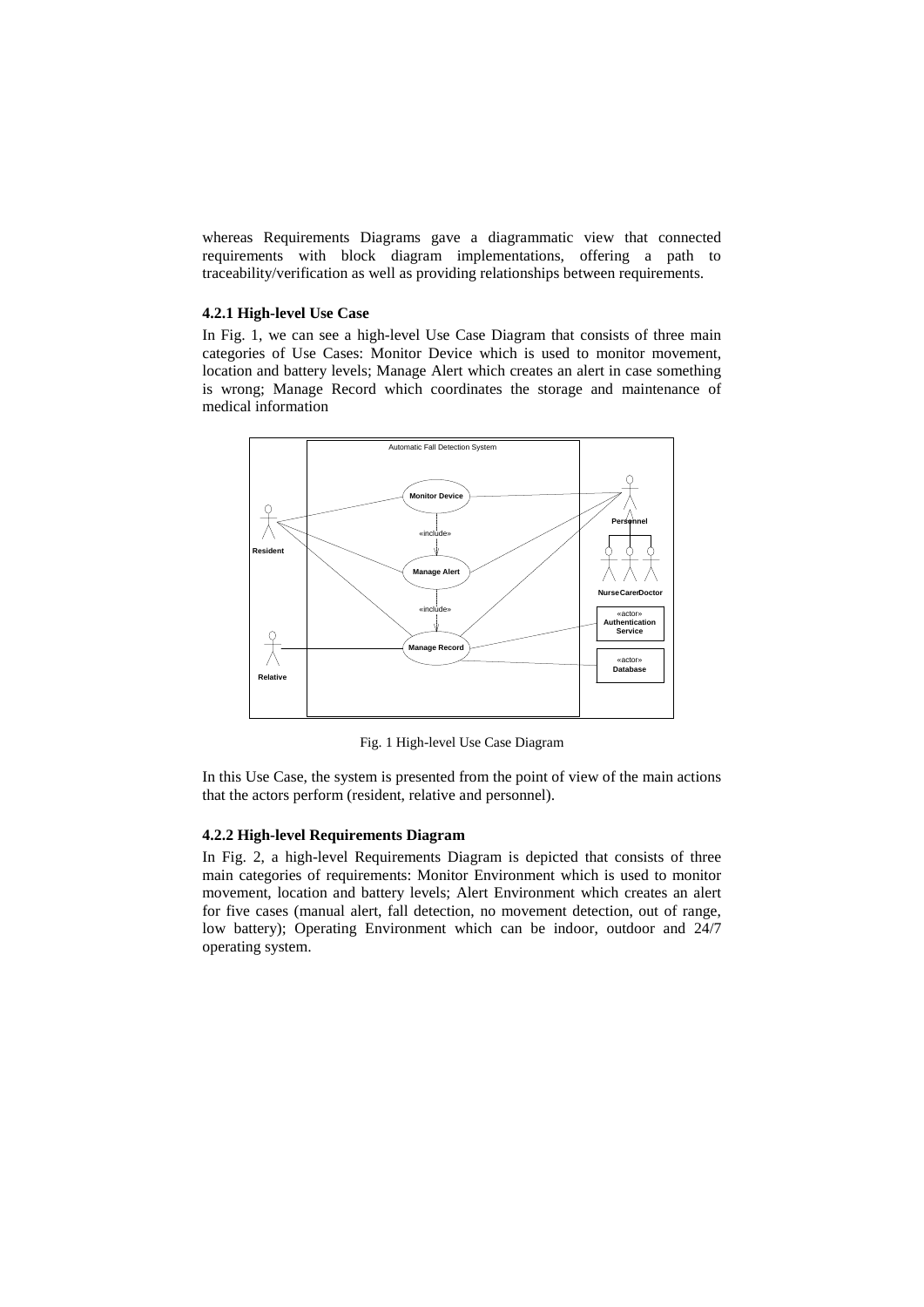whereas Requirements Diagrams gave a diagrammatic view that connected requirements with block diagram implementations, offering a path to traceability/verification as well as providing relationships between requirements.

### 4.2.1 High-level Use Case

In Fig. 1, we can see a high-level Use Case Diagram that consists of three main categories of Use Cases: Monitor Device which is used to monitor movement, location and battery levels; Manage Alert which creates an alert in case something is wrong; Manage Record which coordinates the storage and maintenance of medical information

Fig. 1 High-level Use Case Diagram

In this Use Case, the system is presented from the point of view of the main actions that the actors perform (resident, relative and personnel).

### 4.2.2 High-level Requirements Diagram

In Fig. 2, a high-level Requirements Diagram is depicted that consists of three main categories of requirements: Monitor Environment which is used to monitor movement, location and battery levels; Alert Environment which creates an alert for five cases (manual alert, fall detection, no movement detection, out of range, low battery); Operating Environment which can be indoor, outdoor and 24/7 operating system.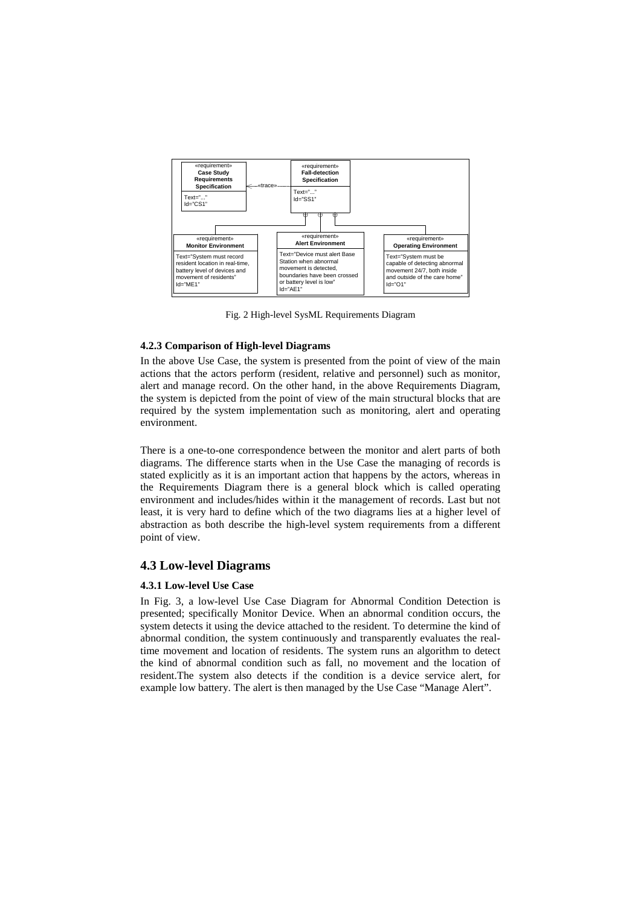Fig. 2 High-level SysML Requirements Diagram

### 4.2.3 Comparison of High-level Diagrams

In the above Use Case, the system is presented from the point of view of the main actions that the actors perform (resident, relative and personnel) such as monitor, alert and manage record. On the other hand, in the above Requirements Diagram, the system is depicted from the point of view of the main structural blocks that are required by the system implementation such as monitoring, alert and operating environment.

There is a one-to-one correspondence between the monitor and alert parts of both diagrams. The difference starts when in the Use Case the managing of records is stated explicitly as it is an important action that happens by the actors, whereas in the Requirements Diagram there is a general block which is called operating environment and includes/hides within it the management of records. Last but not least, it is very hard to define which of the two diagrams lies at a higher level of abstraction as both describe the high-level system requirements from a different point of view.

## 4.3 Low-level Diagrams

### 4.3.1 Low-level Use Case

In Fig. 3, a low-level Use Case Diagram for Abnormal Condition Detection is presented; specifically Monitor Device. When an abnormal condition occurs, the system detects it using the device attached to the resident. To determine the kind of abnormal condition, the system continuously and transparently evaluates the real-time movement and location of residents. The system runs an algorithm to detect the kind of abnormal condition such as fall, no movement and the location of resident.The system also detects if the condition is a device service alert, for example low battery. The alert is then managed by the Use Case “Manage Alert”.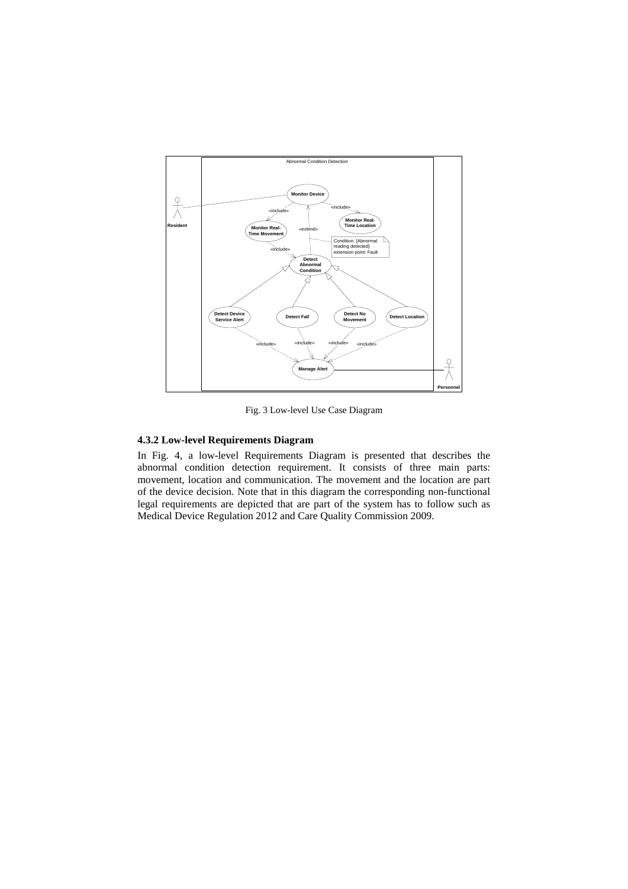Fig. 3 Low-level Use Case Diagram

### 4.3.2 Low-level Requirements Diagram

In Fig. 4, a low-level Requirements Diagram is presented that describes the abnormal condition detection requirement. It consists of three main parts: movement, location and communication. The movement and the location are part of the device decision. Note that in this diagram the corresponding non-functional legal requirements are depicted that are part of the system has to follow such as Medical Device Regulation 2012 and Care Quality Commission 2009.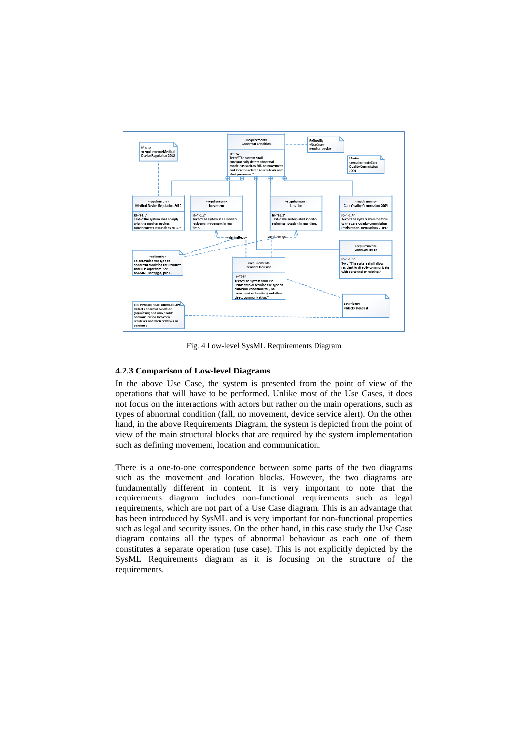Fig. 4 Low-level SysML Requirements Diagram

### 4.2.3 Comparison of Low-level Diagrams

In the above Use Case, the system is presented from the point of view of the operations that will have to be performed. Unlike most of the Use Cases, it does not focus on the interactions with actors but rather on the main operations, such as types of abnormal condition (fall, no movement, device service alert). On the other hand, in the above Requirements Diagram, the system is depicted from the point of view of the main structural blocks that are required by the system implementation such as defining movement, location and communication.

There is a one-to-one correspondence between some parts of the two diagrams such as the movement and location blocks. However, the two diagrams are fundamentally different in content. It is very important to note that the requirements diagram includes non-functional requirements such as legal requirements, which are not part of a Use Case diagram. This is an advantage that has been introduced by SysML and is very important for non-functional properties such as legal and security issues. On the other hand, in this case study the Use Case diagram contains all the types of abnormal behaviour as each one of them constitutes a separate operation (use case). This is not explicitly depicted by the SysML Requirements diagram as it is focusing on the structure of the requirements.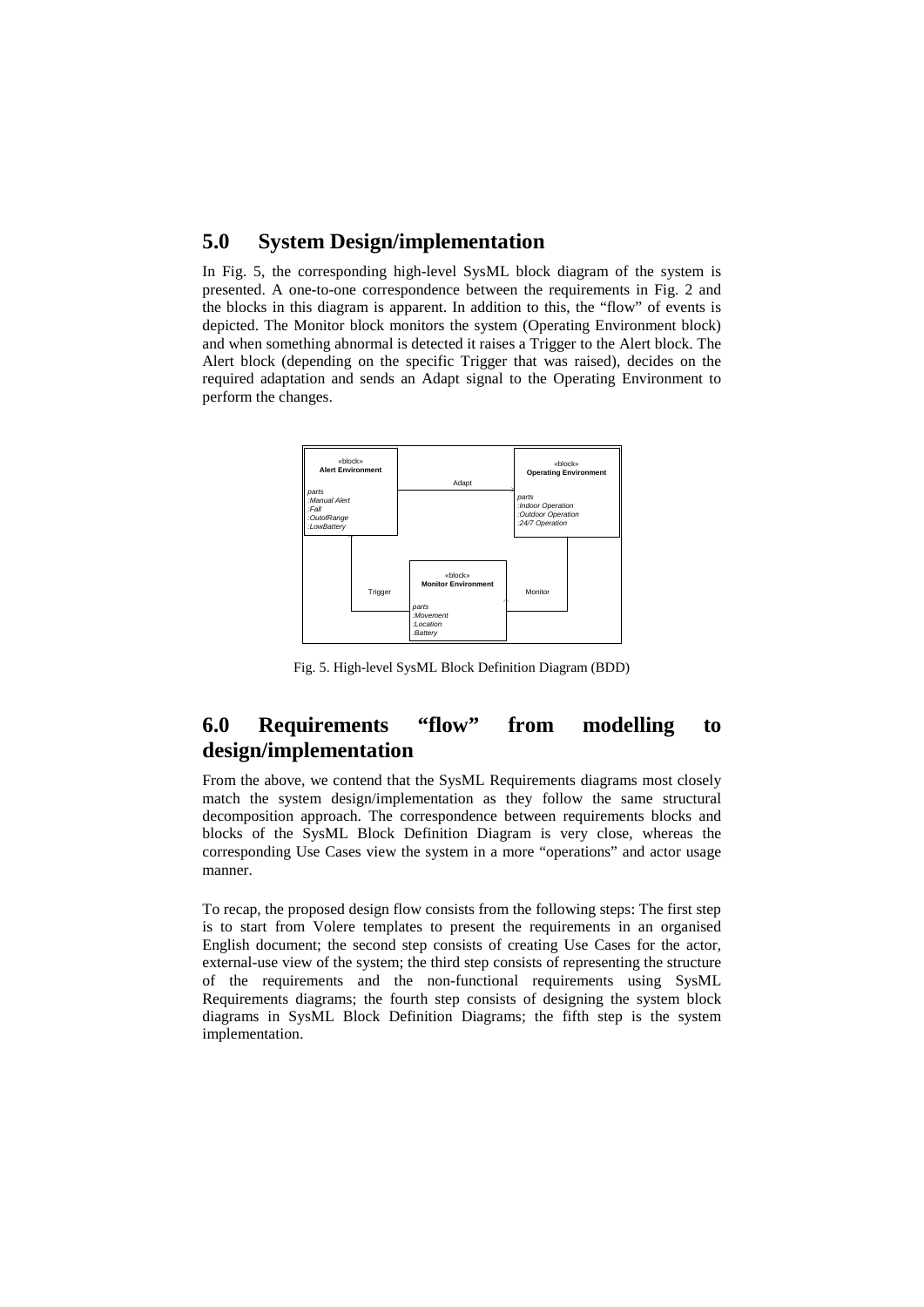## 5.0 System Design/implementation

In Fig. 5, the corresponding high-level SysML block diagram of the system is presented. A one-to-one correspondence between the requirements in Fig. 2 and the blocks in this diagram is apparent. In addition to this, the "flow" of events is depicted. The Monitor block monitors the system (Operating Environment block) and when something abnormal is detected it raises a Trigger to the Alert block. The Alert block (depending on the specific Trigger that was raised), decides on the required adaptation and sends an Adapt signal to the Operating Environment to perform the changes.

Fig. 5. High-level SysML Block Definition Diagram (BDD)

## 6.0 Requirements "flow" from modelling to design/implementation

From the above, we contend that the SysML Requirements diagrams most closely match the system design/implementation as they follow the same structural decomposition approach. The correspondence between requirements blocks and blocks of the SysML Block Definition Diagram is very close, whereas the corresponding Use Cases view the system in a more "operations" and actor usage manner.

To recap, the proposed design flow consists from the following steps: The first step is to start from Volere templates to present the requirements in an organised English document; the second step consists of creating Use Cases for the actor, external-use view of the system; the third step consists of representing the structure of the requirements and the non-functional requirements using SysML Requirements diagrams; the fourth step consists of designing the system block diagrams in SysML Block Definition Diagrams; the fifth step is the system implementation.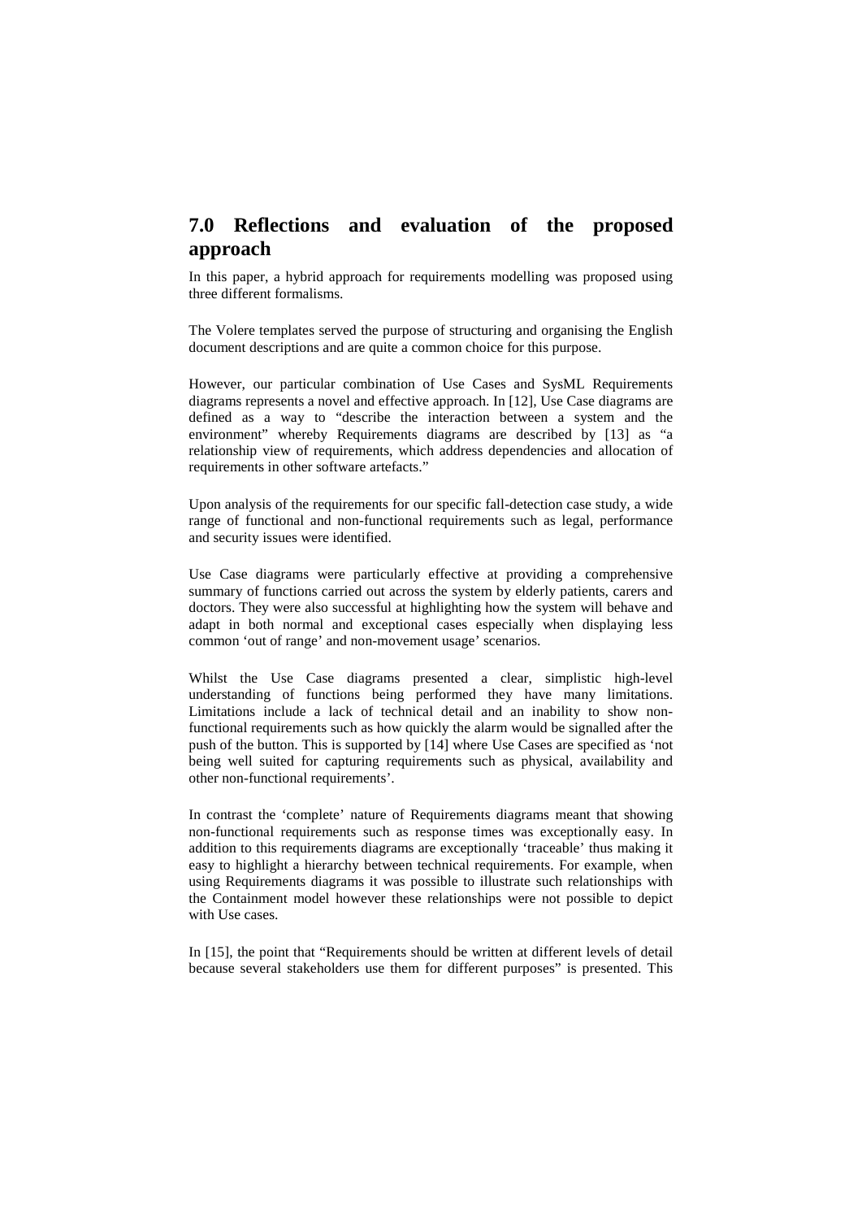## 7.0 Reflections and evaluation of the proposed approach

In this paper, a hybrid approach for requirements modelling was proposed using three different formalisms.

The Volere templates served the purpose of structuring and organising the English document descriptions and are quite a common choice for this purpose.

However, our particular combination of Use Cases and SysML Requirements diagrams represents a novel and effective approach. In [12], Use Case diagrams are defined as a way to "describe the interaction between a system and the environment" whereby Requirements diagrams are described by [13] as "a relationship view of requirements, which address dependencies and allocation of requirements in other software artefacts."

Upon analysis of the requirements for our specific fall-detection case study, a wide range of functional and non-functional requirements such as legal, performance and security issues were identified.

Use Case diagrams were particularly effective at providing a comprehensive summary of functions carried out across the system by elderly patients, carers and doctors. They were also successful at highlighting how the system will behave and adapt in both normal and exceptional cases especially when displaying less common 'out of range' and non-movement usage' scenarios.

Whilst the Use Case diagrams presented a clear, simplistic high-level understanding of functions being performed they have many limitations. Limitations include a lack of technical detail and an inability to show non-functional requirements such as how quickly the alarm would be signalled after the push of the button. This is supported by [14] where Use Cases are specified as 'not being well suited for capturing requirements such as physical, availability and other non-functional requirements'.

In contrast the 'complete' nature of Requirements diagrams meant that showing non-functional requirements such as response times was exceptionally easy. In addition to this requirements diagrams are exceptionally 'traceable' thus making it easy to highlight a hierarchy between technical requirements. For example, when using Requirements diagrams it was possible to illustrate such relationships with the Containment model however these relationships were not possible to depict with Use cases.

In [15], the point that "Requirements should be written at different levels of detail because several stakeholders use them for different purposes" is presented. This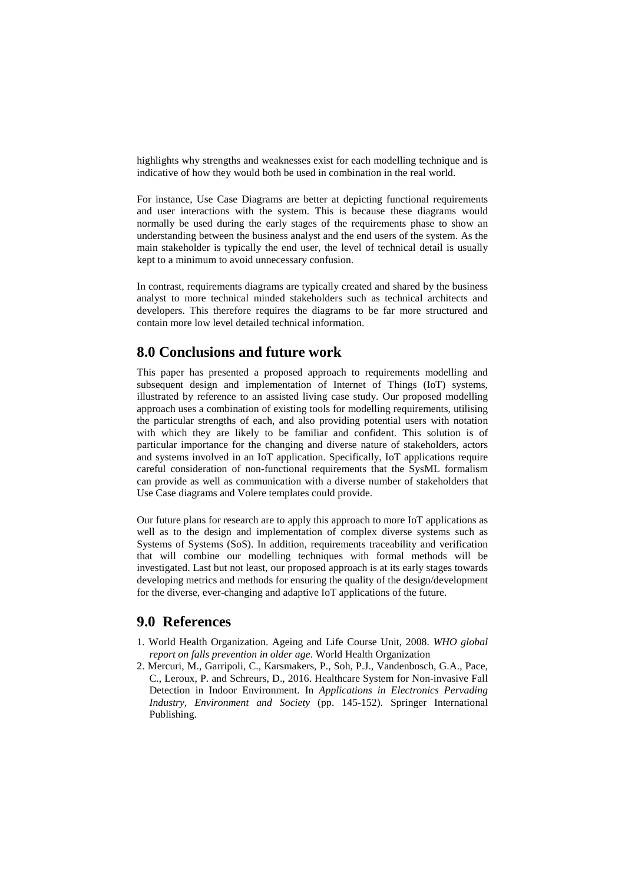highlights why strengths and weaknesses exist for each modelling technique and is indicative of how they would both be used in combination in the real world.

For instance, Use Case Diagrams are better at depicting functional requirements and user interactions with the system. This is because these diagrams would normally be used during the early stages of the requirements phase to show an understanding between the business analyst and the end users of the system. As the main stakeholder is typically the end user, the level of technical detail is usually kept to a minimum to avoid unnecessary confusion.

In contrast, requirements diagrams are typically created and shared by the business analyst to more technical minded stakeholders such as technical architects and developers. This therefore requires the diagrams to be far more structured and contain more low level detailed technical information.

## 8.0 Conclusions and future work

This paper has presented a proposed approach to requirements modelling and subsequent design and implementation of Internet of Things (IoT) systems, illustrated by reference to an assisted living case study. Our proposed modelling approach uses a combination of existing tools for modelling requirements, utilising the particular strengths of each, and also providing potential users with notation with which they are likely to be familiar and confident. This solution is of particular importance for the changing and diverse nature of stakeholders, actors and systems involved in an IoT application. Specifically, IoT applications require careful consideration of non-functional requirements that the SysML formalism can provide as well as communication with a diverse number of stakeholders that Use Case diagrams and Volere templates could provide.

Our future plans for research are to apply this approach to more IoT applications as well as to the design and implementation of complex diverse systems such as Systems of Systems (SoS). In addition, requirements traceability and verification that will combine our modelling techniques with formal methods will be investigated. Last but not least, our proposed approach is at its early stages towards developing metrics and methods for ensuring the quality of the design/development for the diverse, ever-changing and adaptive IoT applications of the future.

## 9.0 References

1. World Health Organization. Ageing and Life Course Unit, 2008. *WHO global report on falls prevention in older age*. World Health Organization
2. Mercuri, M., Garripoli, C., Karsmakers, P., Soh, P.J., Vandenbosch, G.A., Pace, C., Leroux, P. and Schreurs, D., 2016. Healthcare System for Non-invasive Fall Detection in Indoor Environment. In *Applications in Electronics Pervading Industry, Environment and Society* (pp. 145-152). Springer International Publishing.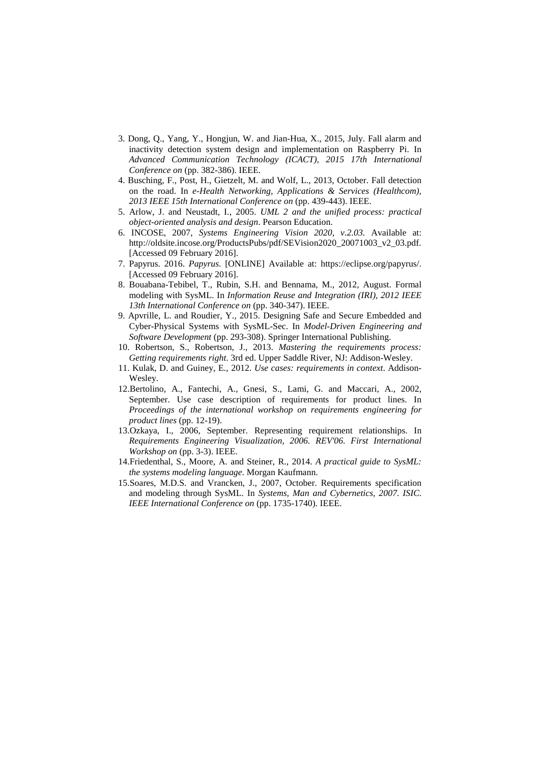3. Dong, Q., Yang, Y., Hongjun, W. and Jian-Hua, X., 2015, July. Fall alarm and inactivity detection system design and implementation on Raspberry Pi. In *Advanced Communication Technology (ICACT), 2015 17th International Conference on* (pp. 382-386). IEEE.
4. Busching, F., Post, H., Gietzelt, M. and Wolf, L., 2013, October. Fall detection on the road. In *e-Health Networking, Applications & Services (Healthcom), 2013 IEEE 15th International Conference on* (pp. 439-443). IEEE.
5. Arlow, J. and Neustadt, I., 2005. *UML 2 and the unified process: practical object-oriented analysis and design*. Pearson Education.
6. INCOSE, 2007, *Systems Engineering Vision 2020, v.2.03*. Available at: http://oldsite.incose.org/ProductsPubs/pdf/SEVision2020_20071003_v2_03.pdf. [Accessed 09 February 2016].
7. Papyrus. 2016. *Papyrus*. [ONLINE] Available at: https://eclipse.org/papyrus/. [Accessed 09 February 2016].
8. Bouabana-Tebibel, T., Rubin, S.H. and Bennama, M., 2012, August. Formal modeling with SysML. In *Information Reuse and Integration (IRI), 2012 IEEE 13th International Conference on* (pp. 340-347). IEEE.
9. Apvrille, L. and Roudier, Y., 2015. Designing Safe and Secure Embedded and Cyber-Physical Systems with SysML-Sec. In *Model-Driven Engineering and Software Development* (pp. 293-308). Springer International Publishing.
10. Robertson, S., Robertson, J., 2013. *Mastering the requirements process: Getting requirements right*. 3rd ed. Upper Saddle River, NJ: Addison-Wesley.
11. Kulak, D. and Guiney, E., 2012. *Use cases: requirements in context*. Addison-Wesley.
12. Bertolino, A., Fantechi, A., Gnesi, S., Lami, G. and Maccari, A., 2002, September. Use case description of requirements for product lines. In *Proceedings of the international workshop on requirements engineering for product lines* (pp. 12-19).
13. Ozkaya, I., 2006, September. Representing requirement relationships. In *Requirements Engineering Visualization, 2006. REV'06. First International Workshop on* (pp. 3-3). IEEE.
14. Friedenthal, S., Moore, A. and Steiner, R., 2014. *A practical guide to SysML: the systems modeling language*. Morgan Kaufmann.
15. Soares, M.D.S. and Vrancken, J., 2007, October. Requirements specification and modeling through SysML. In *Systems, Man and Cybernetics, 2007. ISIC. IEEE International Conference on* (pp. 1735-1740). IEEE.